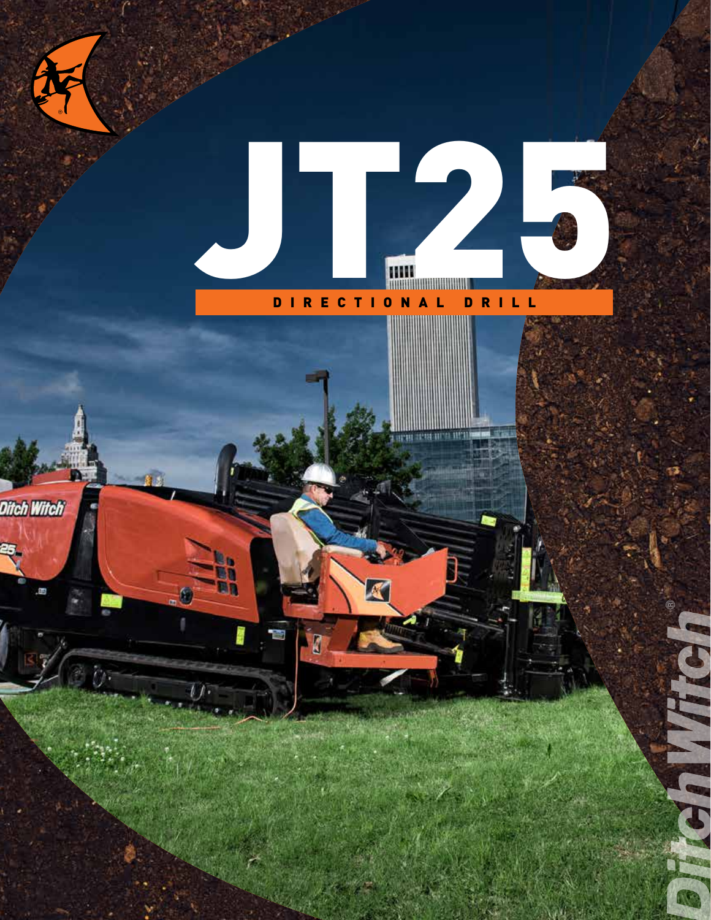# JT25

## DIRECTIONAL DRILL

Ditch Witch®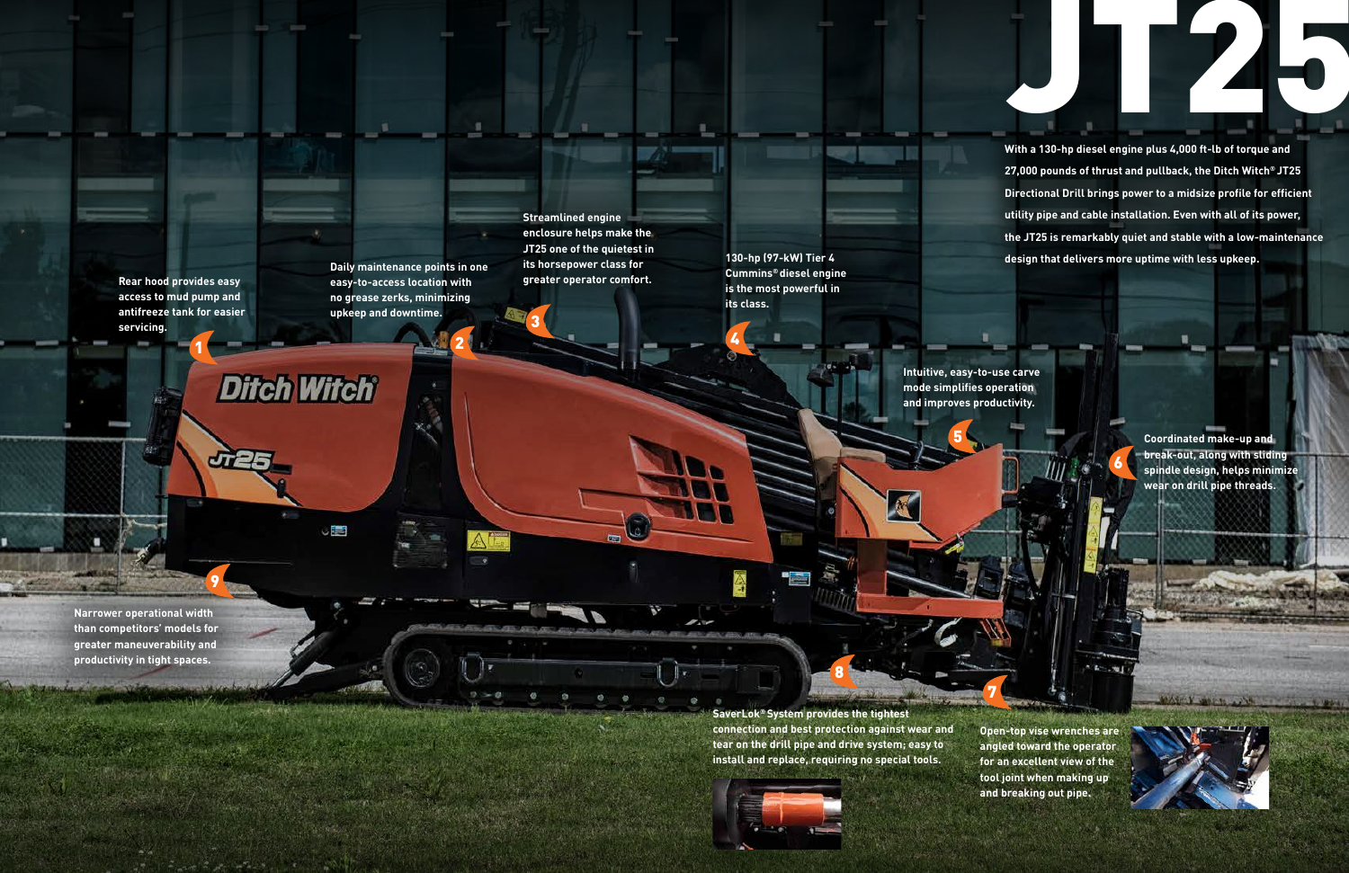# JT25

With a 130-hp diesel engine plus 4,000 ft-lb of torque and 27,000 pounds of thrust and pullback, the Ditch Witch® JT25 Directional Drill brings power to a midsize profile for efficient utility pipe and cable installation. Even with all of its power, the JT25 is remarkably quiet and stable with a low-maintenance design that delivers more uptime with less upkeep.

1. Rear hood provides easy access to mud pump and antifreeze tank for easier servicing.
2. Daily maintenance points in one easy-to-access location with no grease zerks, minimizing upkeep and downtime.
3. Streamlined engine enclosure helps make the JT25 one of the quietest in its horsepower class for greater operator comfort.
4. 130-hp (97-kW) Tier 4 Cummins® diesel engine is the most powerful in its class.
5. Intuitive, easy-to-use carve mode simplifies operation and improves productivity.
6. Coordinated make-up and break-out, along with sliding spindle design, helps minimize wear on drill pipe threads.
7. Open-top vise wrenches are angled toward the operator for an excellent view of the tool joint when making up and breaking out pipe.
8. SaverLok® System provides the tightest connection and best protection against wear and tear on the drill pipe and drive system; easy to install and replace, requiring no special tools.
9. Narrower operational width than competitors' models for greater maneuverability and productivity in tight spaces.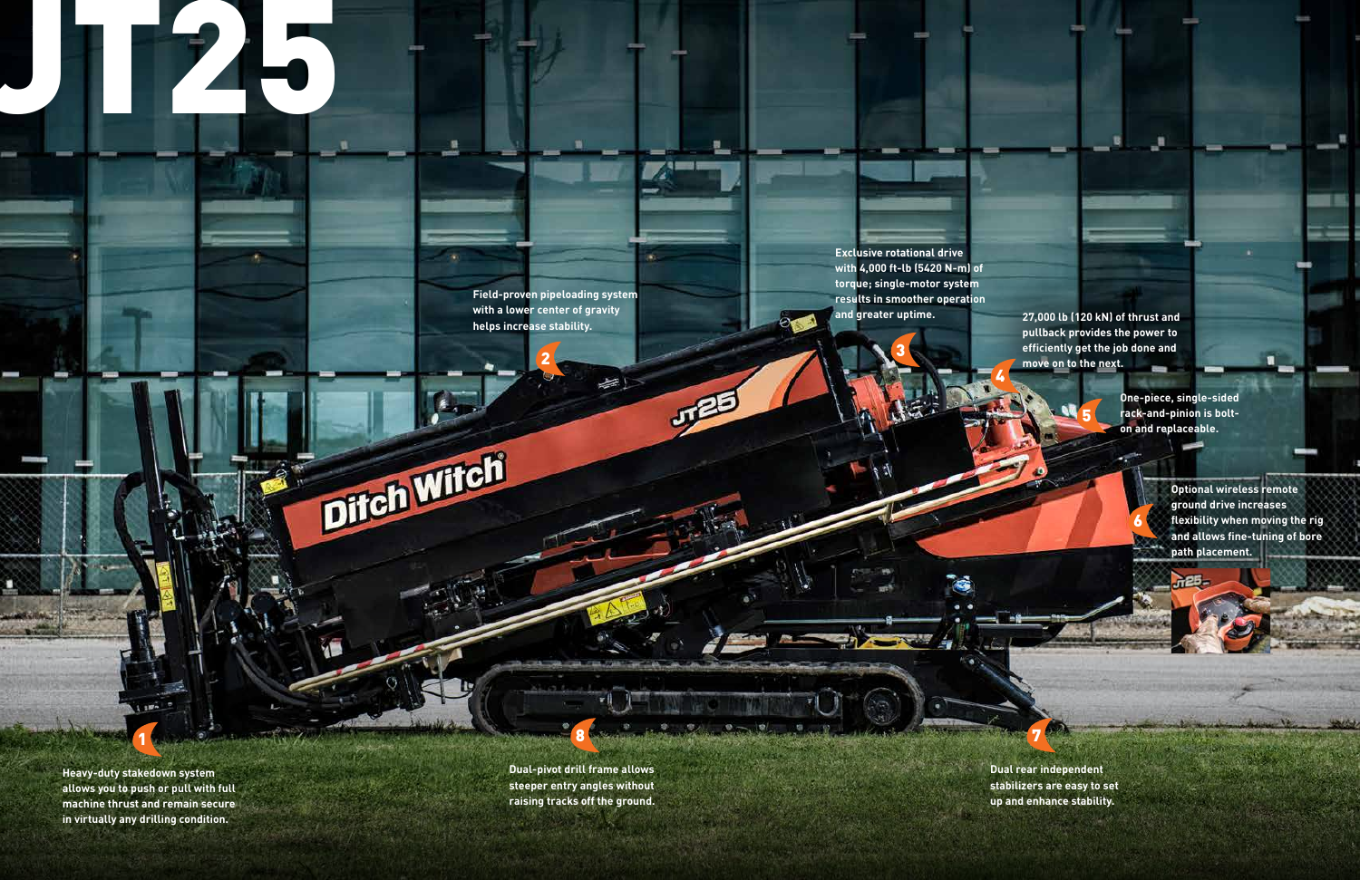# JT25

1. Heavy-duty stakedown system allows you to push or pull with full machine thrust and remain secure in virtually any drilling condition.

2. Field-proven pipeloading system with a lower center of gravity helps increase stability.

3. Exclusive rotational drive with 4,000 ft-lb (5420 N-m) of torque; single-motor system results in smoother operation and greater uptime.

4. 27,000 lb (120 kN) of thrust and pullback provides the power to efficiently get the job done and move on to the next.

5. One-piece, single-sided rack-and-pinion is bolt-on and replaceable.

6. Optional wireless remote ground drive increases flexibility when moving the rig and allows fine-tuning of bore path placement.

7. Dual rear independent stabilizers are easy to set up and enhance stability.

8. Dual-pivot drill frame allows steeper entry angles without raising tracks off the ground.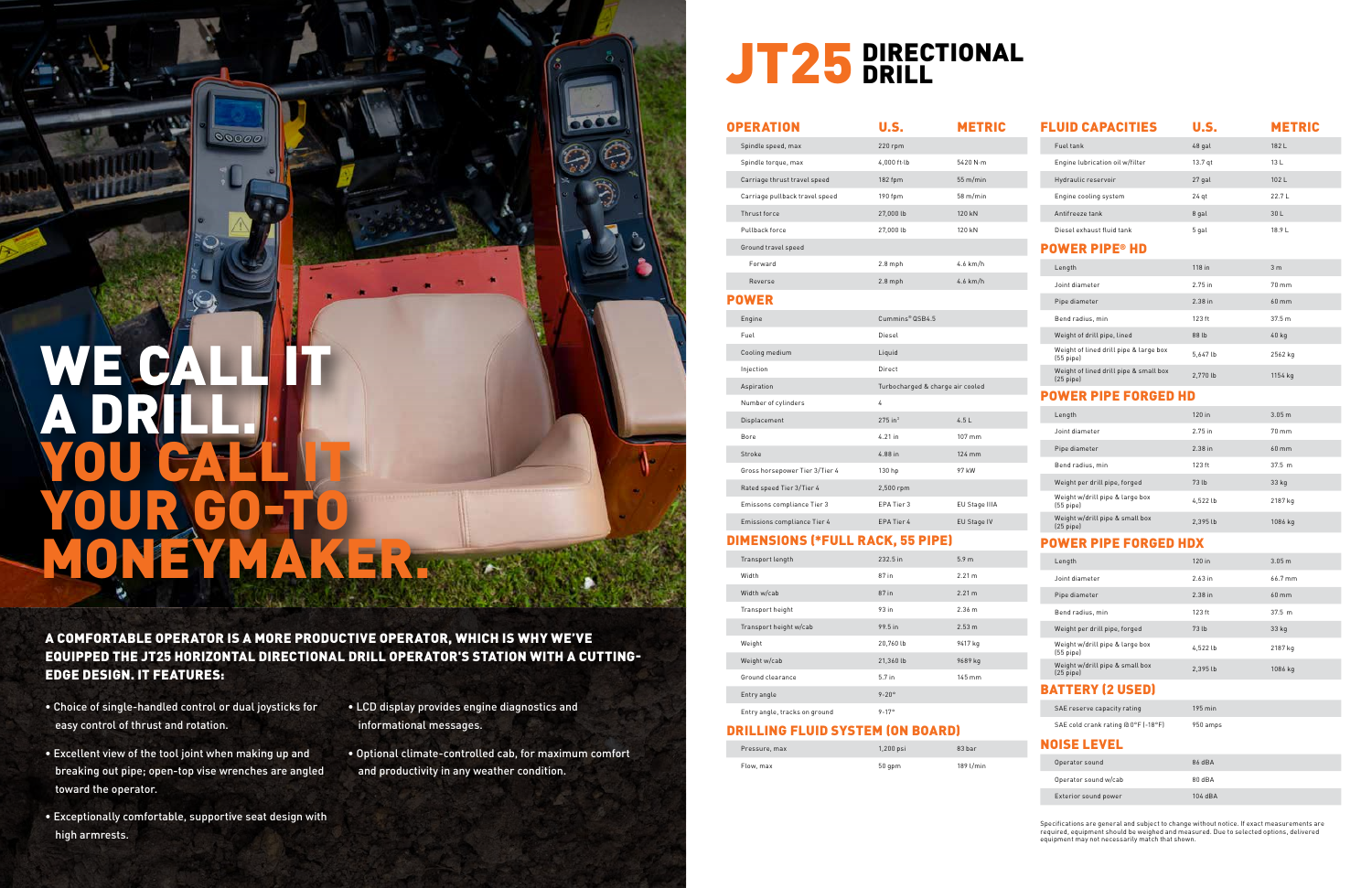# WE CALL IT A DRILL. YOU CALL IT YOUR GO-TO MONEYMAKER.

**A COMFORTABLE OPERATOR IS A MORE PRODUCTIVE OPERATOR, WHICH IS WHY WE'VE EQUIPPED THE JT25 HORIZONTAL DIRECTIONAL DRILL OPERATOR'S STATION WITH A CUTTING-EDGE DESIGN. IT FEATURES:**

- Choice of single-handled control or dual joysticks for easy control of thrust and rotation.
- Excellent view of the tool joint when making up and breaking out pipe; open-top vise wrenches are angled toward the operator.
- Exceptionally comfortable, supportive seat design with high armrests.
- LCD display provides engine diagnostics and informational messages.
- Optional climate-controlled cab, for maximum comfort and productivity in any weather condition.

# JT25 DIRECTIONAL DRILL

## OPERATION

| OPERATION | U.S. | METRIC |
|---|---|---|
| Spindle speed, max | 220 rpm | |
| Spindle torque, max | 4,000 ft·lb | 5420 N·m |
| Carriage thrust travel speed | 182 fpm | 55 m/min |
| Carriage pullback travel speed | 190 fpm | 58 m/min |
| Thrust force | 27,000 lb | 120 kN |
| Pullback force | 27,000 lb | 120 kN |
| Ground travel speed | | |
| Forward | 2.8 mph | 4.6 km/h |
| Reverse | 2.8 mph | 4.6 km/h |

## POWER

| POWER | U.S. | METRIC |
|---|---|---|
| Engine | Cummins® QSB4.5 | |
| Fuel | Diesel | |
| Cooling medium | Liquid | |
| Injection | Direct | |
| Aspiration | Turbocharged & charge air cooled | |
| Number of cylinders | 4 | |
| Displacement | 275 in³ | 4.5 L |
| Bore | 4.21 in | 107 mm |
| Stroke | 4.88 in | 124 mm |
| Gross horsepower Tier 3/Tier 4 | 130 hp | 97 kW |
| Rated speed Tier 3/Tier 4 | 2,500 rpm | |
| Emissons compliance Tier 3 | EPA Tier 3 | EU Stage IIIA |
| Emissons compliance Tier 4 | EPA Tier 4 | EU Stage IV |

## DIMENSIONS (*FULL RACK, 55 PIPE)

| DIMENSIONS | U.S. | METRIC |
|---|---|---|
| Transport length | 232.5 in | 5.9 m |
| Width | 87 in | 2.21 m |
| Width w/cab | 87 in | 2.21 m |
| Transport height | 93 in | 2.36 m |
| Transport height w/cab | 99.5 in | 2.53 m |
| Weight | 20,760 lb | 9417 kg |
| Weight w/cab | 21,360 lb | 9689 kg |
| Ground clearance | 5.7 in | 145 mm |
| Entry angle | 9–20° | |
| Entry angle, tracks on ground | 9–17° | |

## DRILLING FLUID SYSTEM (ON BOARD)

| DRILLING FLUID SYSTEM | U.S. | METRIC |
|---|---|---|
| Pressure, max | 1,200 psi | 83 bar |
| Flow, max | 50 gpm | 189 l/min |

## FLUID CAPACITIES

| FLUID CAPACITIES | U.S. | METRIC |
|---|---|---|
| Fuel tank | 48 gal | 182 L |
| Engine lubrication oil w/filter | 13.7 qt | 13 L |
| Hydraulic reservoir | 27 gal | 102 L |
| Engine cooling system | 24 qt | 22.7 L |
| Antifreeze tank | 8 gal | 30 L |
| Diesel exhaust fluid tank | 5 gal | 18.9 L |

## POWER PIPE® HD

| POWER PIPE® HD | U.S. | METRIC |
|---|---|---|
| Length | 118 in | 3 m |
| Joint diameter | 2.75 in | 70 mm |
| Pipe diameter | 2.38 in | 60 mm |
| Bend radius, min | 123 ft | 37.5 m |
| Weight of drill pipe, lined | 88 lb | 40 kg |
| Weight of lined drill pipe & large box (55 pipe) | 5,647 lb | 2562 kg |
| Weight of lined drill pipe & small box (25 pipe) | 2,770 lb | 1154 kg |

## POWER PIPE FORGED HD

| POWER PIPE FORGED HD | U.S. | METRIC |
|---|---|---|
| Length | 120 in | 3.05 m |
| Joint diameter | 2.75 in | 70 mm |
| Pipe diameter | 2.38 in | 60 mm |
| Bend radius, min | 123 ft | 37.5 m |
| Weight per drill pipe, forged | 73 lb | 33 kg |
| Weight w/drill pipe & large box (55 pipe) | 4,522 lb | 2187 kg |
| Weight w/drill pipe & small box (25 pipe) | 2,395 lb | 1086 kg |

## POWER PIPE FORGED HDX

| POWER PIPE FORGED HDX | U.S. | METRIC |
|---|---|---|
| Length | 120 in | 3.05 m |
| Joint diameter | 2.63 in | 66.7 mm |
| Pipe diameter | 2.38 in | 60 mm |
| Bend radius, min | 123 ft | 37.5 m |
| Weight per drill pipe, forged | 73 lb | 33 kg |
| Weight w/drill pipe & large box (55 pipe) | 4,522 lb | 2187 kg |
| Weight w/drill pipe & small box (25 pipe) | 2,395 lb | 1086 kg |

## BATTERY (2 USED)

| BATTERY | U.S. | METRIC |
|---|---|---|
| SAE reserve capacity rating | 195 min | |
| SAE cold crank rating @ 0°F (-18°F) | 950 amps | |

## NOISE LEVEL

| NOISE LEVEL | U.S. | METRIC |
|---|---|---|
| Operator sound | 86 dBA | |
| Operator sound w/cab | 80 dBA | |
| Exterior sound power | 104 dBA | |

Specifications are general and subject to change without notice. If exact measurements are required, equipment should be weighed and measured. Due to selected options, delivered equipment may not necessarily match that shown.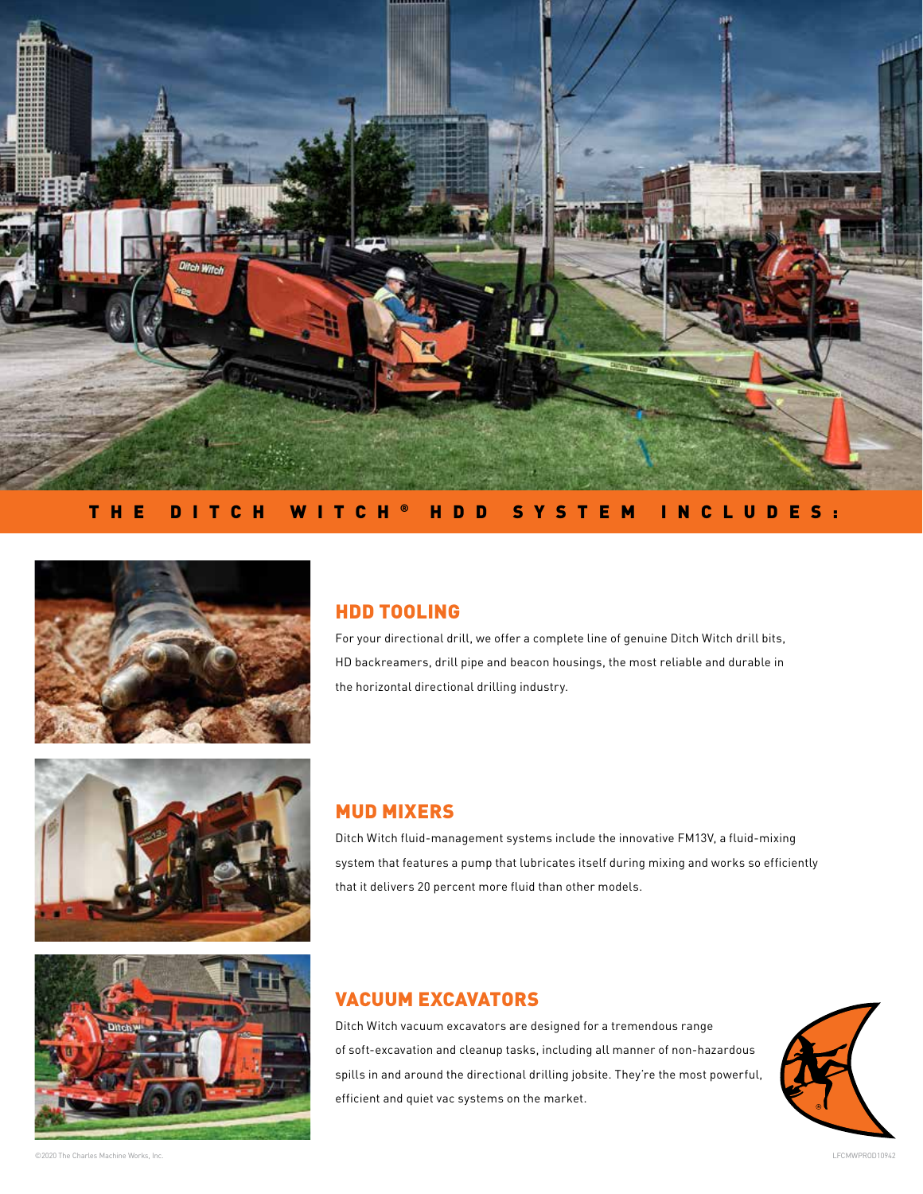## THE DITCH WITCH® HDD SYSTEM INCLUDES:

### HDD TOOLING

For your directional drill, we offer a complete line of genuine Ditch Witch drill bits, HD backreamers, drill pipe and beacon housings, the most reliable and durable in the horizontal directional drilling industry.

### MUD MIXERS

Ditch Witch fluid-management systems include the innovative FM13V, a fluid-mixing system that features a pump that lubricates itself during mixing and works so efficiently that it delivers 20 percent more fluid than other models.

### VACUUM EXCAVATORS

Ditch Witch vacuum excavators are designed for a tremendous range of soft-excavation and cleanup tasks, including all manner of non-hazardous spills in and around the directional drilling jobsite. They're the most powerful, efficient and quiet vac systems on the market.

©2020 The Charles Machine Works, Inc.

LFCMWPROD10942